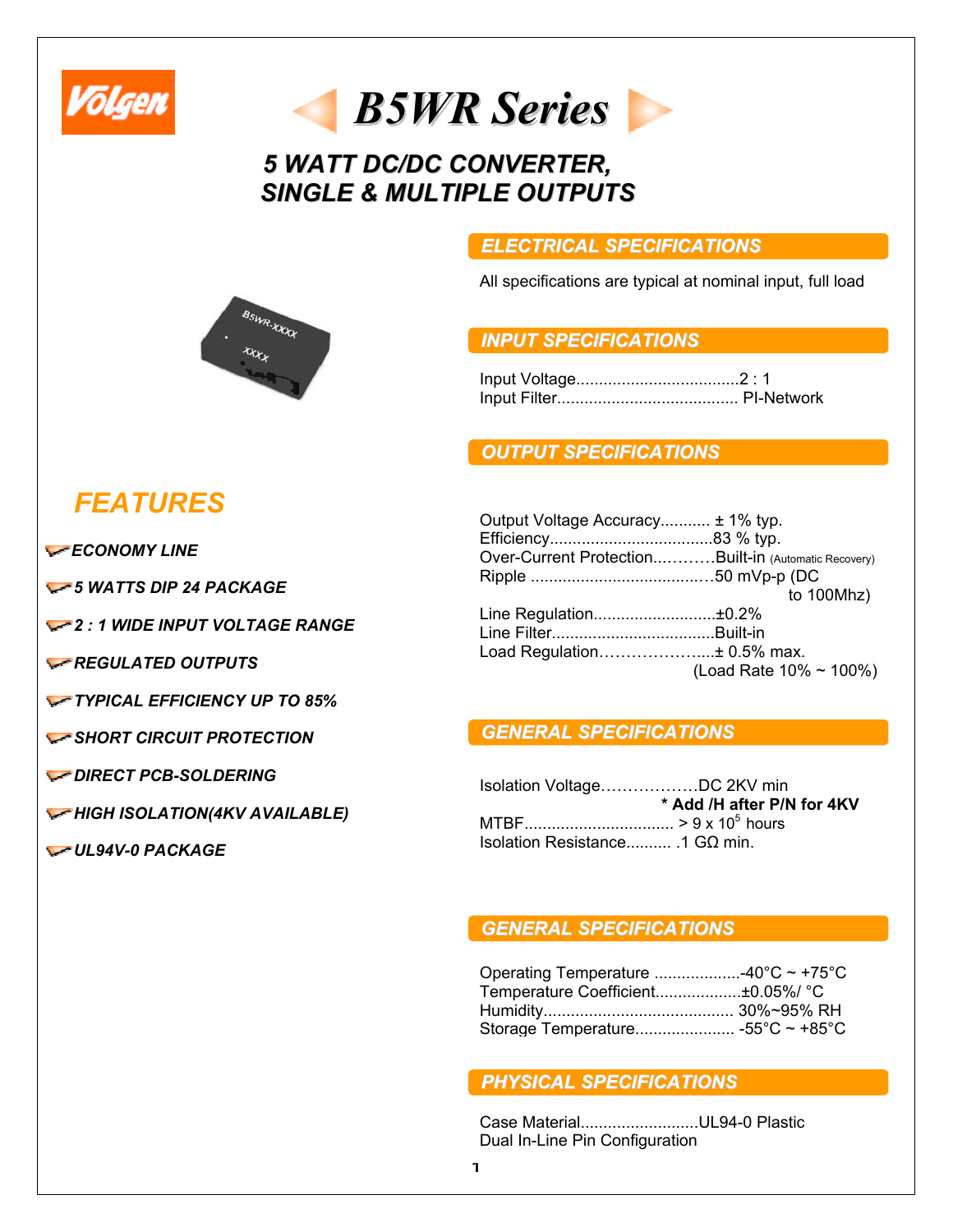Volgen

# B5WR Series

## 5 WATT DC/DC CONVERTER, SINGLE & MULTIPLE OUTPUTS

## FEATURES

- *ECONOMY LINE*
- *5 WATTS DIP 24 PACKAGE*
- *2 : 1 WIDE INPUT VOLTAGE RANGE*
- *REGULATED OUTPUTS*
- *TYPICAL EFFICIENCY UP TO 85%*
- *SHORT CIRCUIT PROTECTION*
- *DIRECT PCB-SOLDERING*
- *HIGH ISOLATION(4KV AVAILABLE)*
- *UL94V-0 PACKAGE*

## ELECTRICAL SPECIFICATIONS

All specifications are typical at nominal input, full load

## INPUT SPECIFICATIONS

Input Voltage....................................2 : 1
Input Filter........................................ PI-Network

## OUTPUT SPECIFICATIONS

Output Voltage Accuracy........... ± 1% typ.
Efficiency....................................83 % typ.
Over-Current Protection...……..Built-in (Automatic Recovery)
Ripple ......................................…50 mVp-p (DC to 100Mhz)
Line Regulation...........................±0.2%
Line Filter....................................Built-in
Load Regulation………………....± 0.5% max. (Load Rate 10% ~ 100%)

## GENERAL SPECIFICATIONS

Isolation Voltage………………DC 2KV min
**\* Add /H after P/N for 4KV**
MTBF................................. > 9 x $10^5$ hours
Isolation Resistance.......... .1 GΩ min.

## GENERAL SPECIFICATIONS

Operating Temperature ...................-40°C ~ +75°C
Temperature Coefficient..................±0.05%/ °C
Humidity.......................................... 30%~95% RH
Storage Temperature...................... -55°C ~ +85°C

## PHYSICAL SPECIFICATIONS

Case Material..........................UL94-0 Plastic
Dual In-Line Pin Configuration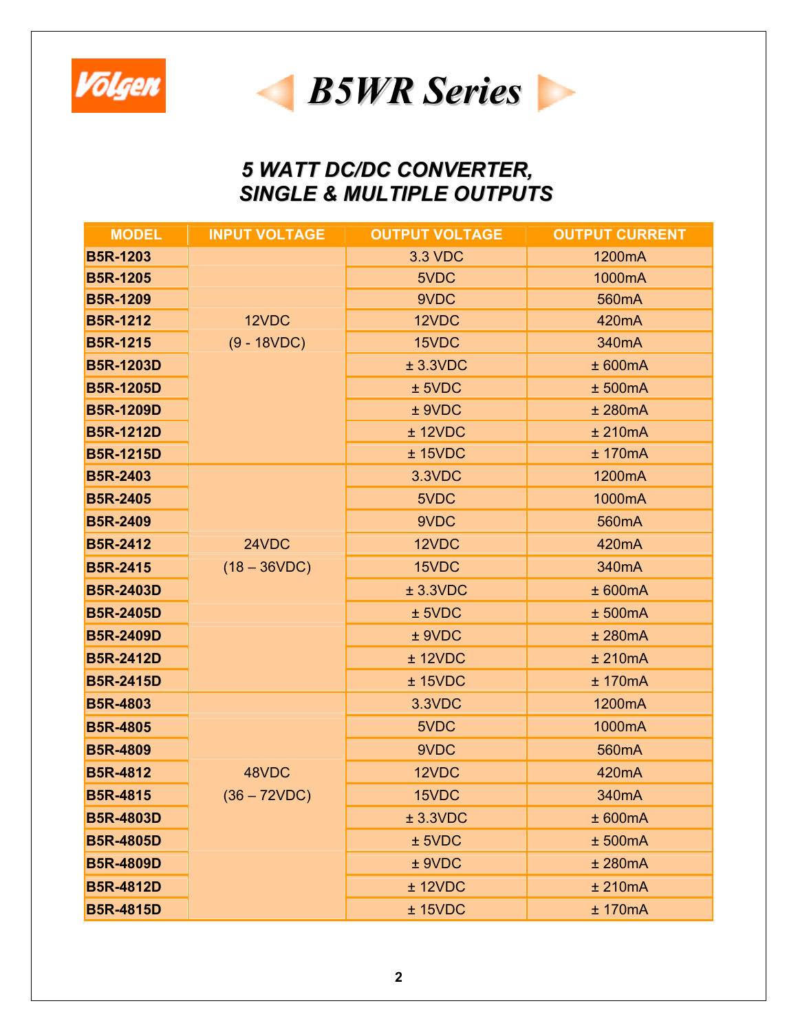# B5WR Series

## 5 WATT DC/DC CONVERTER, SINGLE & MULTIPLE OUTPUTS

| MODEL | INPUT VOLTAGE | OUTPUT VOLTAGE | OUTPUT CURRENT |
|---|---|---|---|
| B5R-1203 | 12VDC (9 - 18VDC) | 3.3 VDC | 1200mA |
| B5R-1205 | | 5VDC | 1000mA |
| B5R-1209 | | 9VDC | 560mA |
| B5R-1212 | | 12VDC | 420mA |
| B5R-1215 | | 15VDC | 340mA |
| B5R-1203D | | ± 3.3VDC | ± 600mA |
| B5R-1205D | | ± 5VDC | ± 500mA |
| B5R-1209D | | ± 9VDC | ± 280mA |
| B5R-1212D | | ± 12VDC | ± 210mA |
| B5R-1215D | | ± 15VDC | ± 170mA |
| B5R-2403 | 24VDC (18 – 36VDC) | 3.3VDC | 1200mA |
| B5R-2405 | | 5VDC | 1000mA |
| B5R-2409 | | 9VDC | 560mA |
| B5R-2412 | | 12VDC | 420mA |
| B5R-2415 | | 15VDC | 340mA |
| B5R-2403D | | ± 3.3VDC | ± 600mA |
| B5R-2405D | | ± 5VDC | ± 500mA |
| B5R-2409D | | ± 9VDC | ± 280mA |
| B5R-2412D | | ± 12VDC | ± 210mA |
| B5R-2415D | | ± 15VDC | ± 170mA |
| B5R-4803 | 48VDC (36 – 72VDC) | 3.3VDC | 1200mA |
| B5R-4805 | | 5VDC | 1000mA |
| B5R-4809 | | 9VDC | 560mA |
| B5R-4812 | | 12VDC | 420mA |
| B5R-4815 | | 15VDC | 340mA |
| B5R-4803D | | ± 3.3VDC | ± 600mA |
| B5R-4805D | | ± 5VDC | ± 500mA |
| B5R-4809D | | ± 9VDC | ± 280mA |
| B5R-4812D | | ± 12VDC | ± 210mA |
| B5R-4815D | | ± 15VDC | ± 170mA |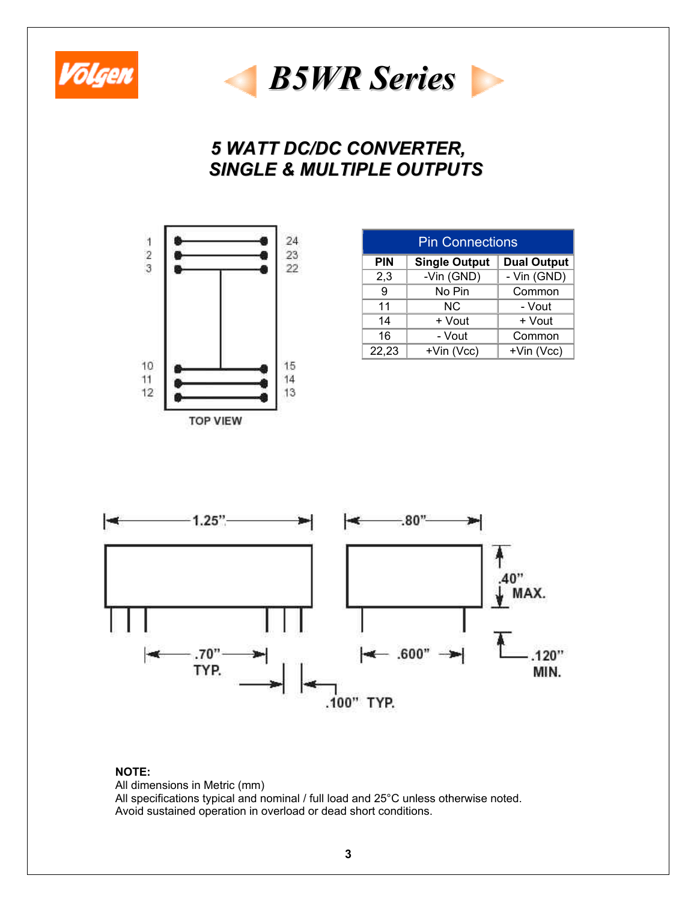# B5WR Series

## 5 WATT DC/DC CONVERTER, SINGLE & MULTIPLE OUTPUTS

1
2
3
10
11
12
24
23
22
15
14
13
TOP VIEW

| Pin Connections | | |
|---|---|---|
| **PIN** | **Single Output** | **Dual Output** |
| 2,3 | -Vin (GND) | - Vin (GND) |
| 9 | No Pin | Common |
| 11 | NC | - Vout |
| 14 | + Vout | + Vout |
| 16 | - Vout | Common |
| 22,23 | +Vin (Vcc) | +Vin (Vcc) |

1.25"
.80"
.40" MAX.
.70" TYP.
.600"
.120" MIN.
.100" TYP.

**NOTE:**
All dimensions in Metric (mm)
All specifications typical and nominal / full load and 25°C unless otherwise noted.
Avoid sustained operation in overload or dead short conditions.